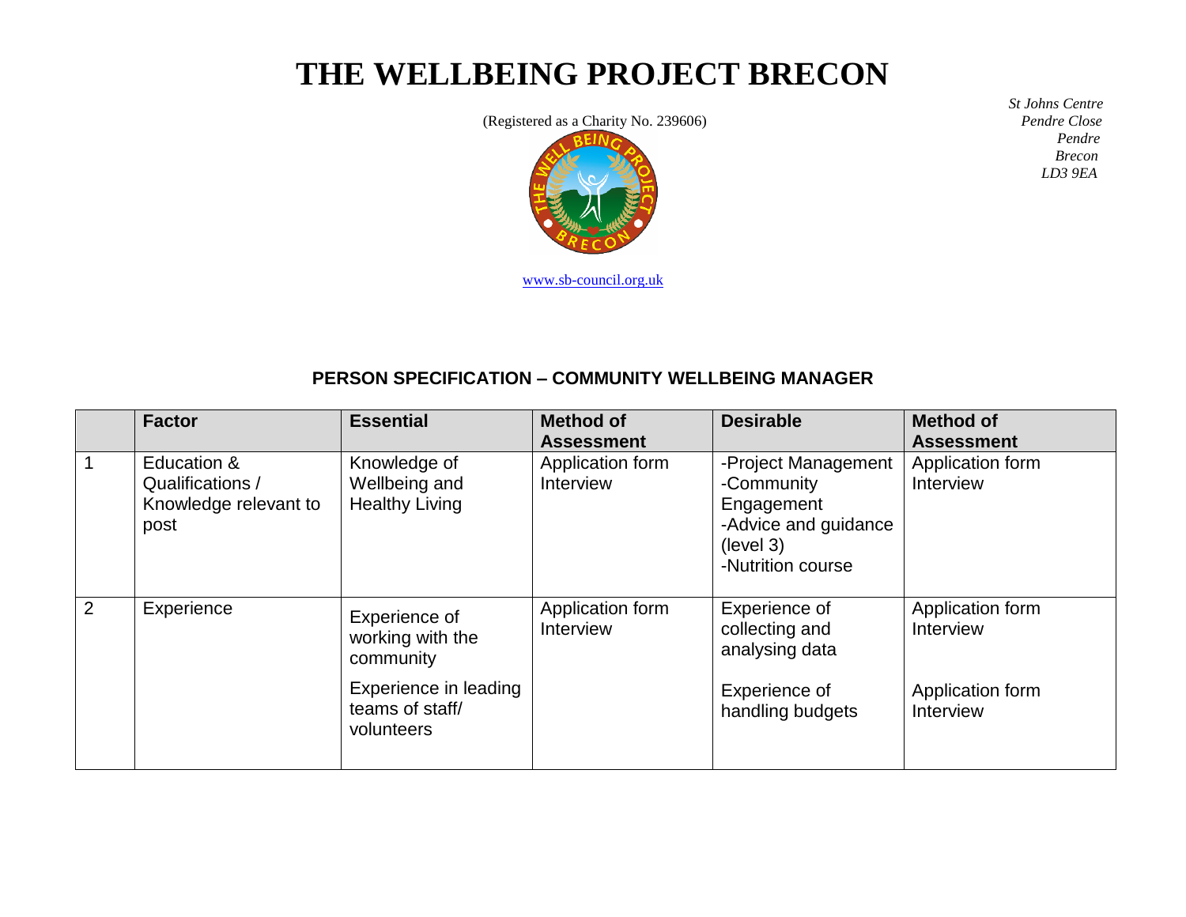# THE WELLBEING PROJECT BRECON

(Registered as a Charity No. 239606)

*St Johns Centre*
*Pendre Close*
*Pendre*
*Brecon*
*LD3 9EA*

www.sb-council.org.uk

### PERSON SPECIFICATION – COMMUNITY WELLBEING MANAGER

| | Factor | Essential | Method of Assessment | Desirable | Method of Assessment |
|---|---|---|---|---|---|
| 1 | Education & Qualifications / Knowledge relevant to post | Knowledge of Wellbeing and Healthy Living | Application form<br>Interview | -Project Management<br>-Community Engagement<br>-Advice and guidance (level 3)<br>-Nutrition course | Application form<br>Interview |
| 2 | Experience | Experience of working with the community<br><br>Experience in leading teams of staff/ volunteers | Application form<br>Interview | Experience of collecting and analysing data<br><br>Experience of handling budgets | Application form<br>Interview<br><br>Application form<br>Interview |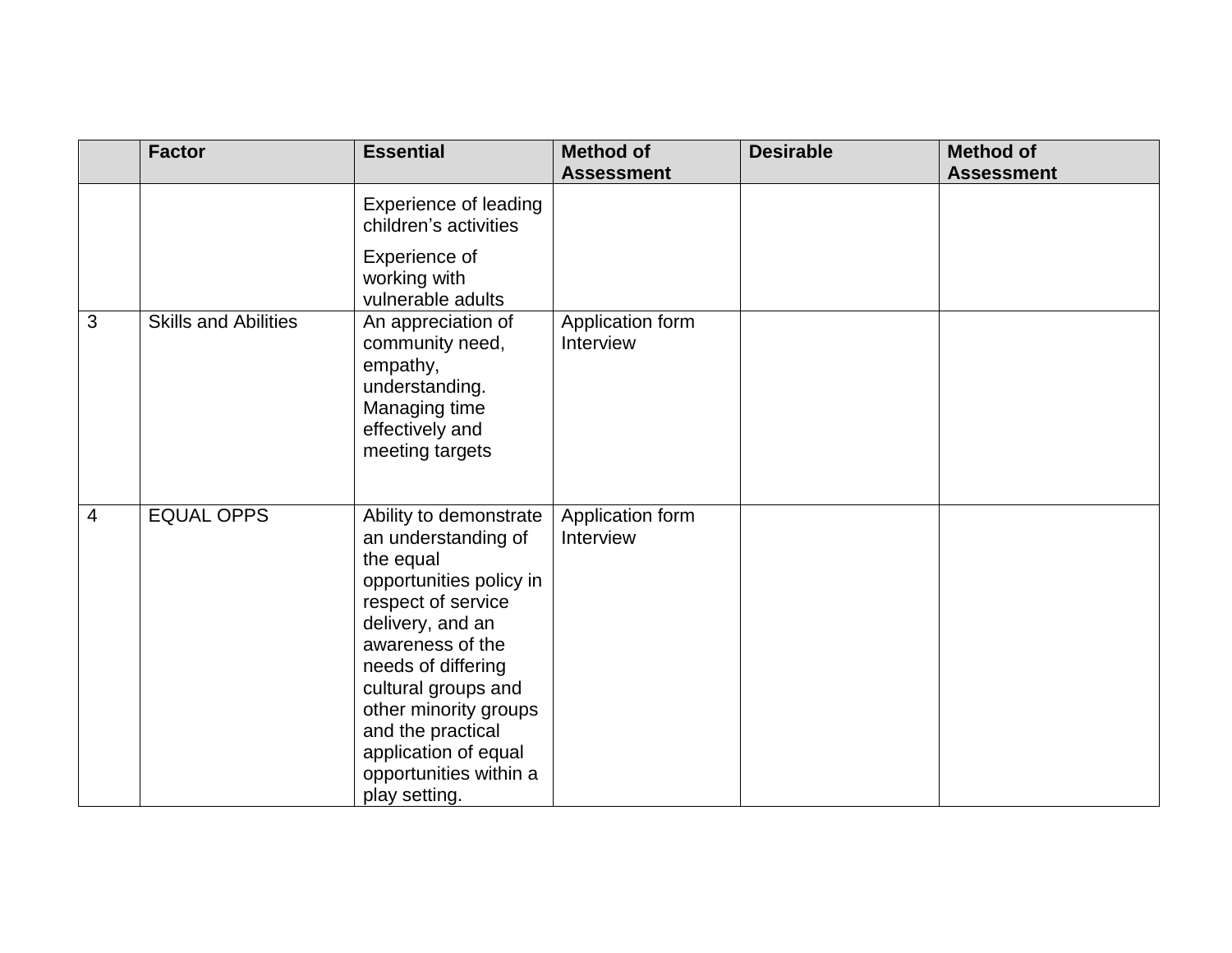| | Factor | Essential | Method of Assessment | Desirable | Method of Assessment |
|---|---|---|---|---|---|
| | | Experience of leading children's activities<br><br>Experience of working with vulnerable adults | | | |
| 3 | Skills and Abilities | An appreciation of community need, empathy, understanding. Managing time effectively and meeting targets | Application form Interview | | |
| 4 | EQUAL OPPS | Ability to demonstrate an understanding of the equal opportunities policy in respect of service delivery, and an awareness of the needs of differing cultural groups and other minority groups and the practical application of equal opportunities within a play setting. | Application form Interview | | |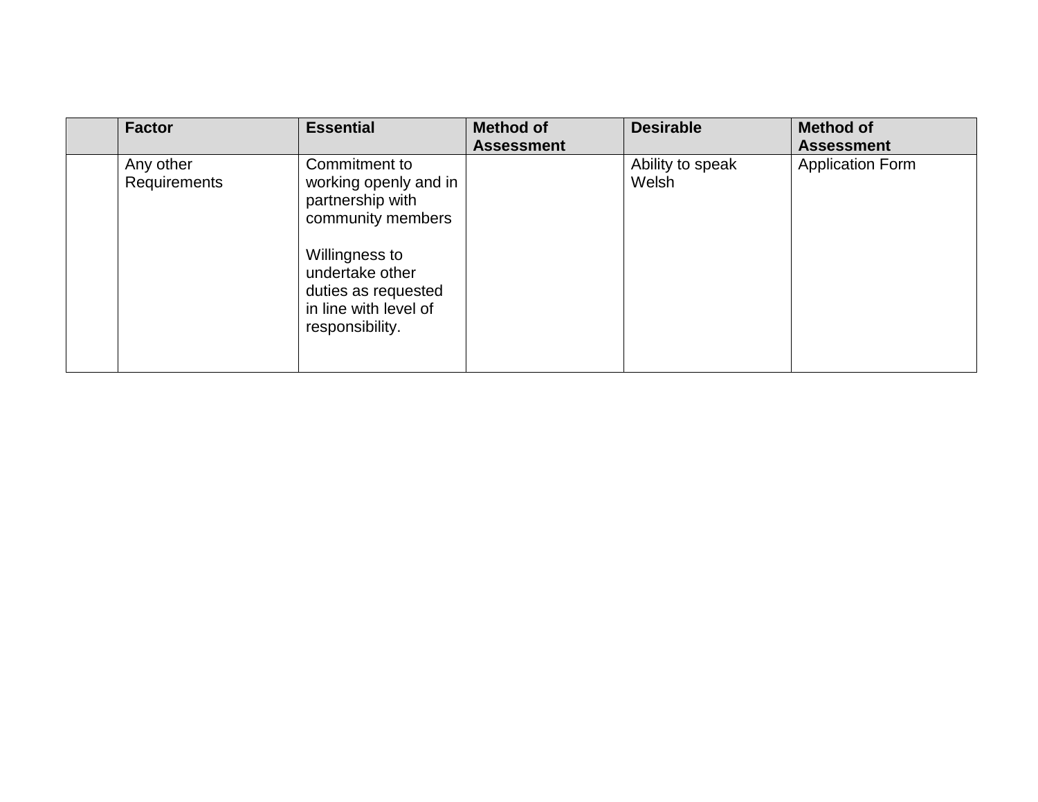| | Factor | Essential | Method of Assessment | Desirable | Method of Assessment |
|---|---|---|---|---|---|
| | Any other Requirements | Commitment to working openly and in partnership with community members<br><br>Willingness to undertake other duties as requested in line with level of responsibility. | | Ability to speak Welsh | Application Form |